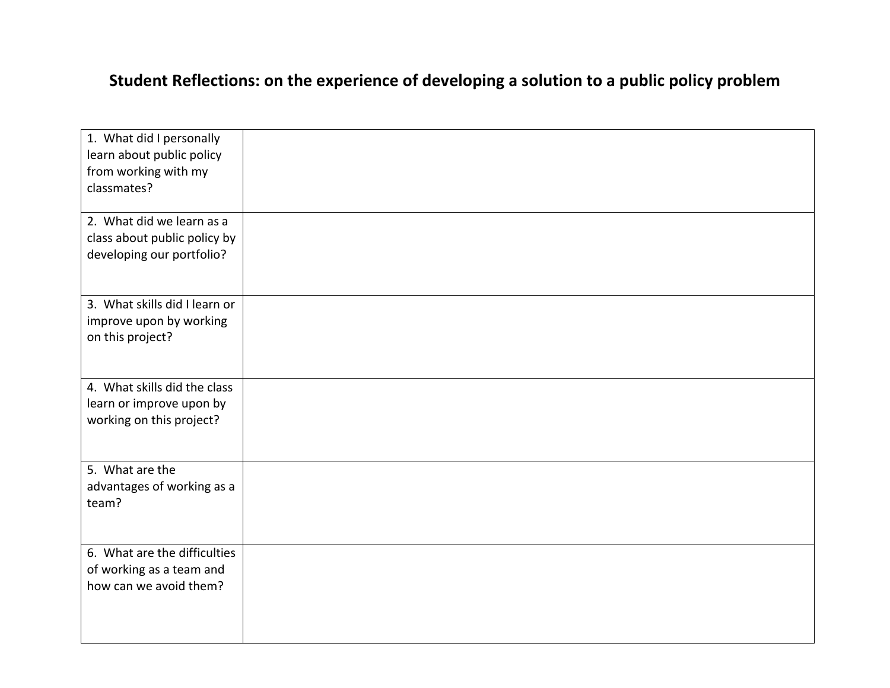# Student Reflections: on the experience of developing a solution to a public policy problem

| | |
|---|---|
| 1. What did I personally learn about public policy from working with my classmates? | |
| 2. What did we learn as a class about public policy by developing our portfolio? | |
| 3. What skills did I learn or improve upon by working on this project? | |
| 4. What skills did the class learn or improve upon by working on this project? | |
| 5. What are the advantages of working as a team? | |
| 6. What are the difficulties of working as a team and how can we avoid them? | |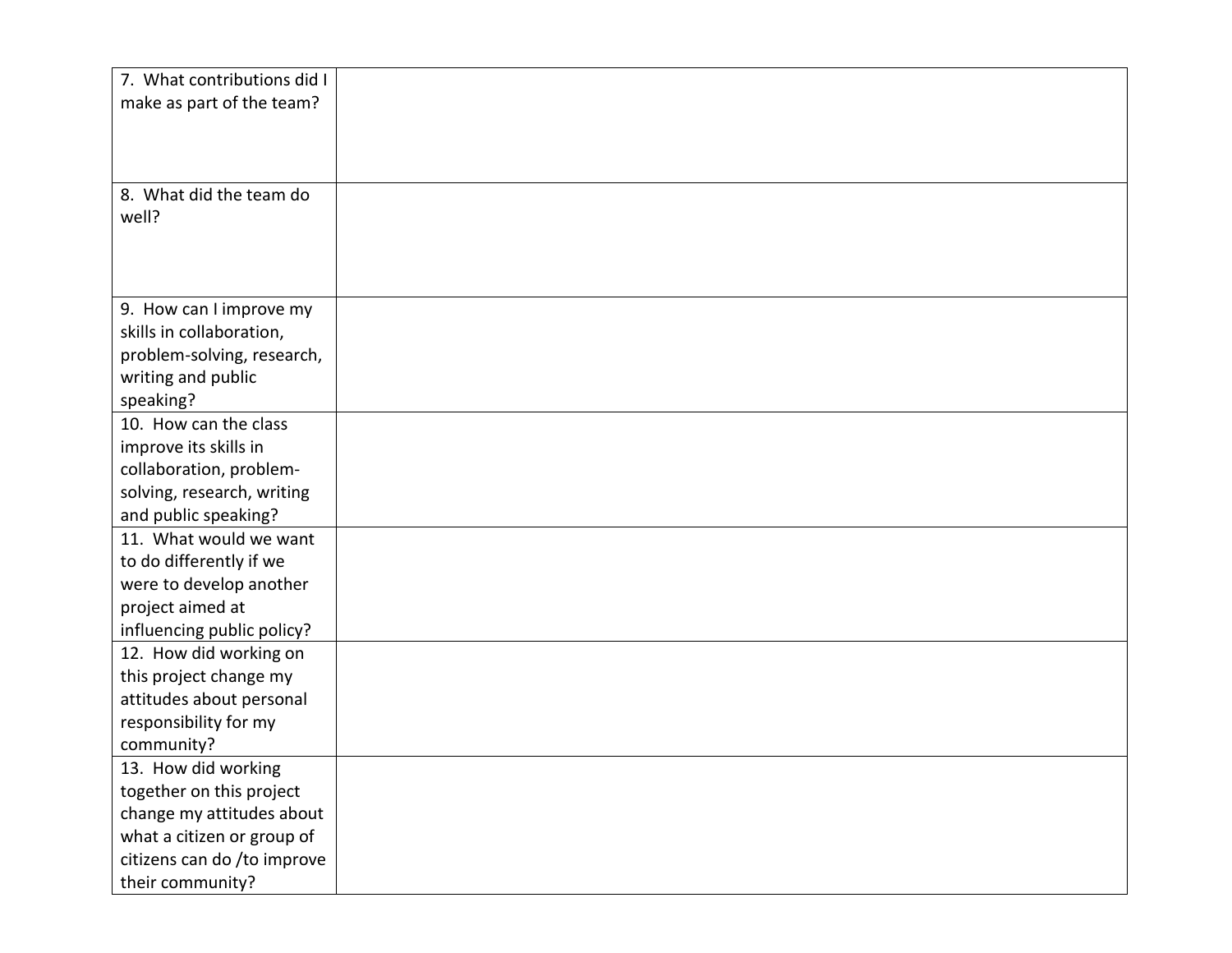| | |
|---|---|
| 7. What contributions did I make as part of the team? | |
| 8. What did the team do well? | |
| 9. How can I improve my skills in collaboration, problem-solving, research, writing and public speaking? | |
| 10. How can the class improve its skills in collaboration, problem-solving, research, writing and public speaking? | |
| 11. What would we want to do differently if we were to develop another project aimed at influencing public policy? | |
| 12. How did working on this project change my attitudes about personal responsibility for my community? | |
| 13. How did working together on this project change my attitudes about what a citizen or group of citizens can do /to improve their community? | |